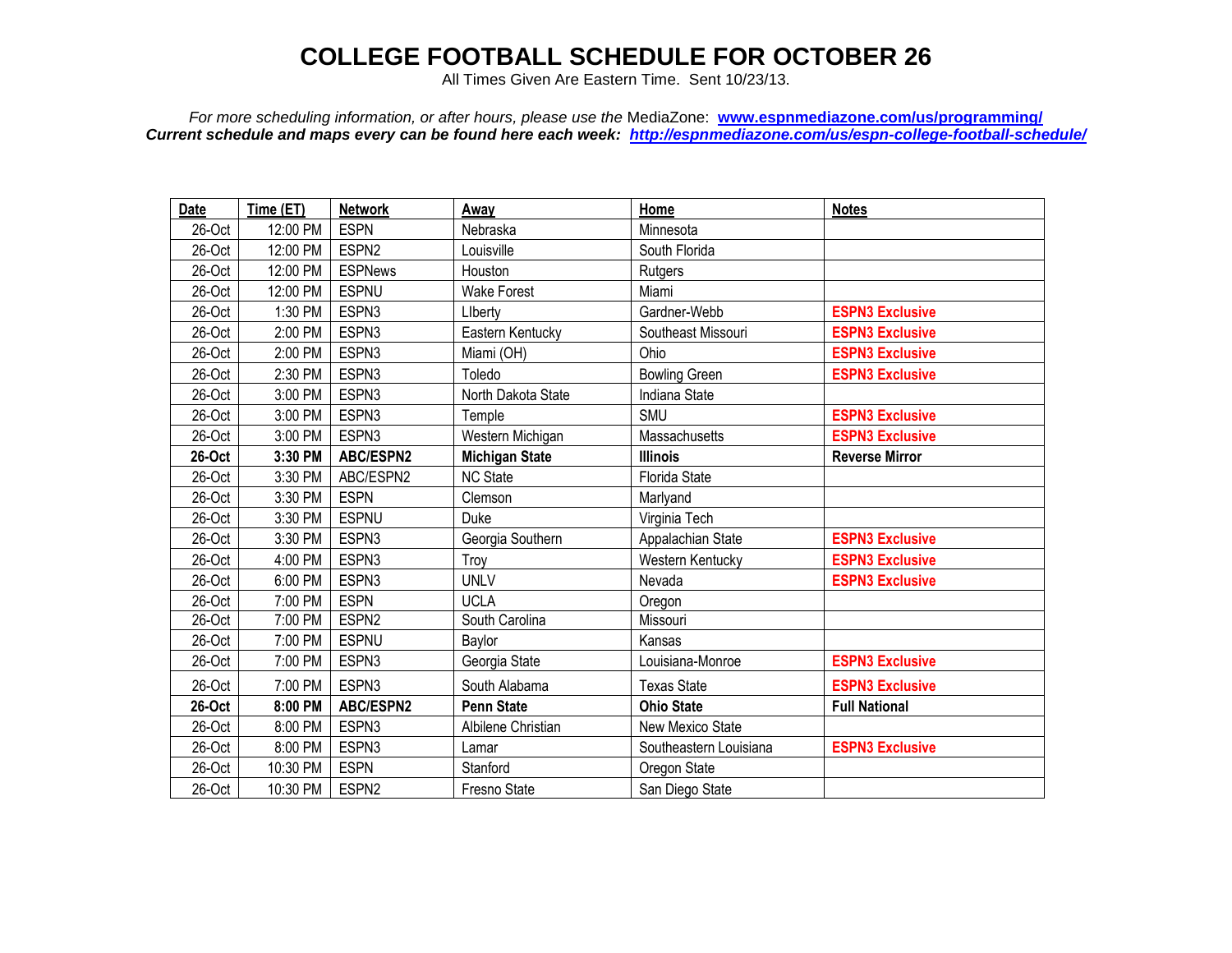# COLLEGE FOOTBALL SCHEDULE FOR OCTOBER 26

All Times Given Are Eastern Time. Sent 10/23/13.

*For more scheduling information, or after hours, please use the* MediaZone: **www.espnmediazone.com/us/programming/**

***Current schedule and maps every can be found here each week: http://espnmediazone.com/us/espn-college-football-schedule/***

| Date | Time (ET) | Network | Away | Home | Notes |
|---|---|---|---|---|---|
| 26-Oct | 12:00 PM | ESPN | Nebraska | Minnesota | |
| 26-Oct | 12:00 PM | ESPN2 | Louisville | South Florida | |
| 26-Oct | 12:00 PM | ESPNews | Houston | Rutgers | |
| 26-Oct | 12:00 PM | ESPNU | Wake Forest | Miami | |
| 26-Oct | 1:30 PM | ESPN3 | LIberty | Gardner-Webb | **ESPN3 Exclusive** |
| 26-Oct | 2:00 PM | ESPN3 | Eastern Kentucky | Southeast Missouri | **ESPN3 Exclusive** |
| 26-Oct | 2:00 PM | ESPN3 | Miami (OH) | Ohio | **ESPN3 Exclusive** |
| 26-Oct | 2:30 PM | ESPN3 | Toledo | Bowling Green | **ESPN3 Exclusive** |
| 26-Oct | 3:00 PM | ESPN3 | North Dakota State | Indiana State | |
| 26-Oct | 3:00 PM | ESPN3 | Temple | SMU | **ESPN3 Exclusive** |
| 26-Oct | 3:00 PM | ESPN3 | Western Michigan | Massachusetts | **ESPN3 Exclusive** |
| **26-Oct** | **3:30 PM** | **ABC/ESPN2** | **Michigan State** | **Illinois** | **Reverse Mirror** |
| 26-Oct | 3:30 PM | ABC/ESPN2 | NC State | Florida State | |
| 26-Oct | 3:30 PM | ESPN | Clemson | Marlyand | |
| 26-Oct | 3:30 PM | ESPNU | Duke | Virginia Tech | |
| 26-Oct | 3:30 PM | ESPN3 | Georgia Southern | Appalachian State | **ESPN3 Exclusive** |
| 26-Oct | 4:00 PM | ESPN3 | Troy | Western Kentucky | **ESPN3 Exclusive** |
| 26-Oct | 6:00 PM | ESPN3 | UNLV | Nevada | **ESPN3 Exclusive** |
| 26-Oct | 7:00 PM | ESPN | UCLA | Oregon | |
| 26-Oct | 7:00 PM | ESPN2 | South Carolina | Missouri | |
| 26-Oct | 7:00 PM | ESPNU | Baylor | Kansas | |
| 26-Oct | 7:00 PM | ESPN3 | Georgia State | Louisiana-Monroe | **ESPN3 Exclusive** |
| 26-Oct | 7:00 PM | ESPN3 | South Alabama | Texas State | **ESPN3 Exclusive** |
| **26-Oct** | **8:00 PM** | **ABC/ESPN2** | **Penn State** | **Ohio State** | **Full National** |
| 26-Oct | 8:00 PM | ESPN3 | Albilene Christian | New Mexico State | |
| 26-Oct | 8:00 PM | ESPN3 | Lamar | Southeastern Louisiana | **ESPN3 Exclusive** |
| 26-Oct | 10:30 PM | ESPN | Stanford | Oregon State | |
| 26-Oct | 10:30 PM | ESPN2 | Fresno State | San Diego State | |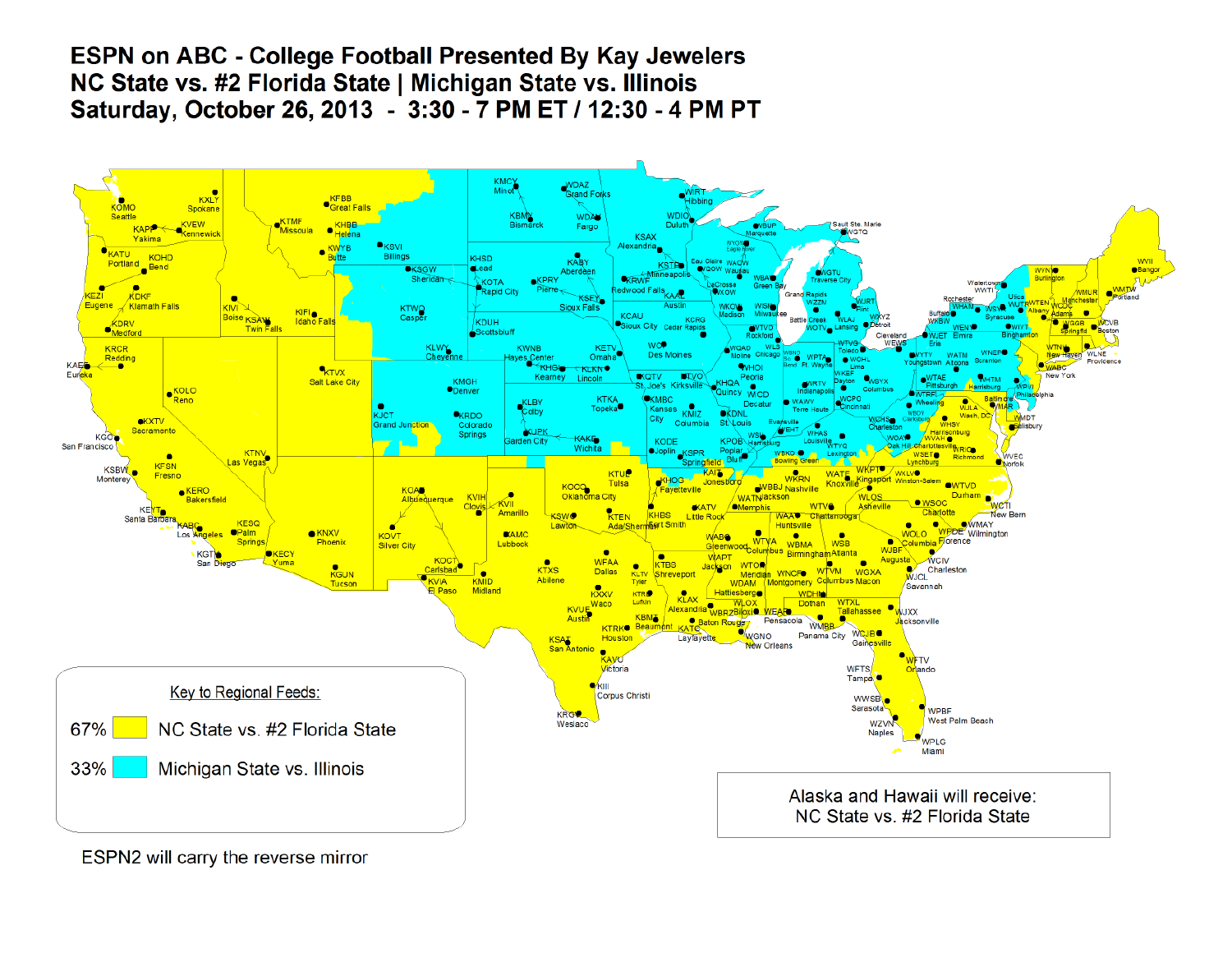# ESPN on ABC - College Football Presented By Kay Jewelers

## NC State vs. #2 Florida State | Michigan State vs. Illinois

## Saturday, October 26, 2013 - 3:30 - 7 PM ET / 12:30 - 4 PM PT

**Key to Regional Feeds:**

| Share | Game |
|---|---|
| 67% | NC State vs. #2 Florida State |
| 33% | Michigan State vs. Illinois |

Alaska and Hawaii will receive: NC State vs. #2 Florida State

ESPN2 will carry the reverse mirror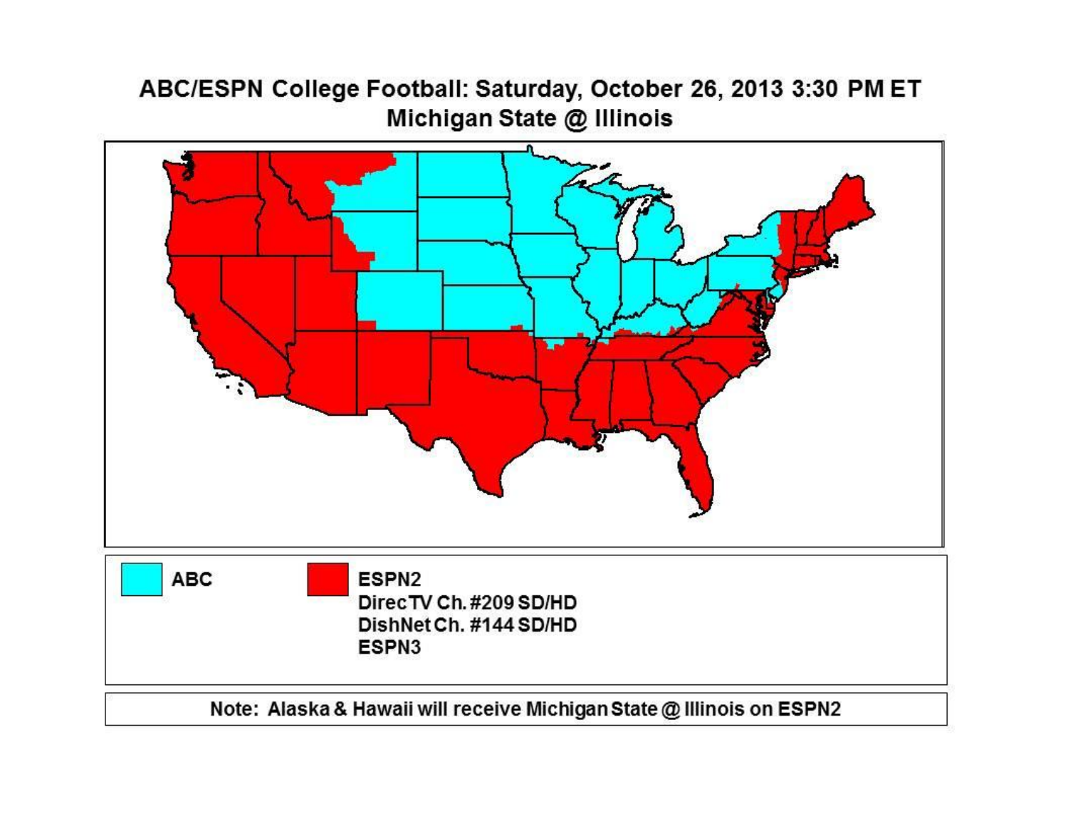# ABC/ESPN College Football: Saturday, October 26, 2013 3:30 PM ET

## Michigan State @ Illinois

**ABC**

**ESPN2**
**DirecTV Ch. #209 SD/HD**
**DishNet Ch. #144 SD/HD**
**ESPN3**

**Note: Alaska & Hawaii will receive Michigan State @ Illinois on ESPN2**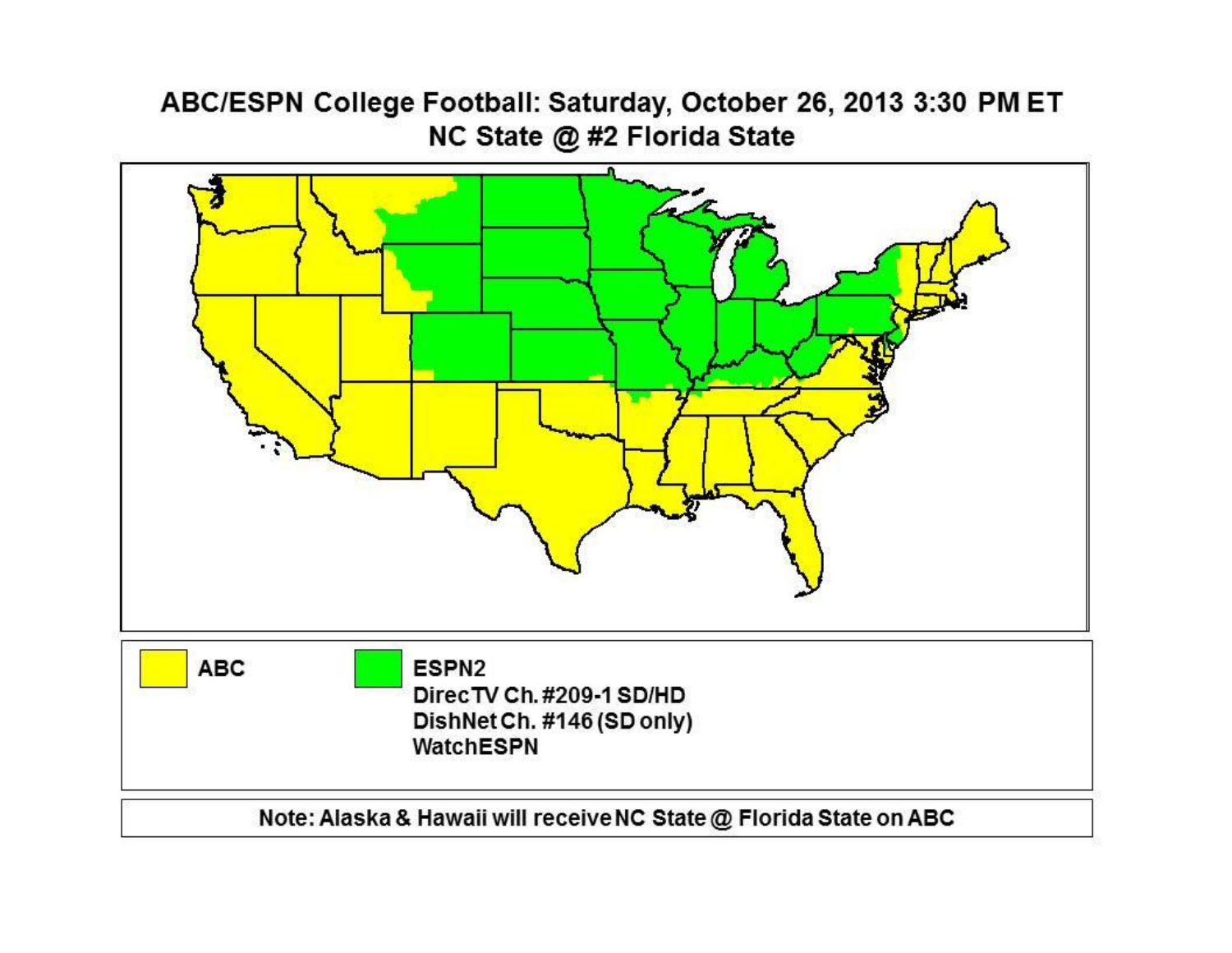# ABC/ESPN College Football: Saturday, October 26, 2013 3:30 PM ET
## NC State @ #2 Florida State

ABC

ESPN2
DirecTV Ch. #209-1 SD/HD
DishNet Ch. #146 (SD only)
WatchESPN

Note: Alaska & Hawaii will receive NC State @ Florida State on ABC